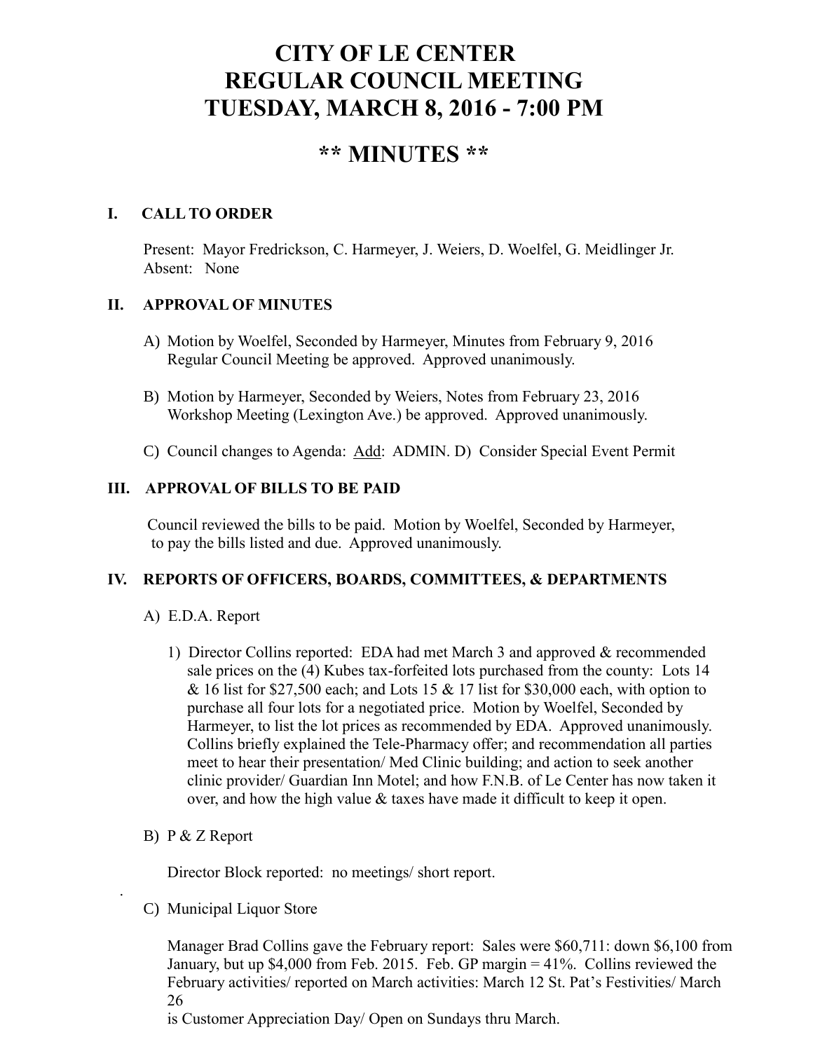# CITY OF LE CENTER
# REGULAR COUNCIL MEETING
# TUESDAY, MARCH 8, 2016 - 7:00 PM

## ** MINUTES **

### I. CALL TO ORDER

Present: Mayor Fredrickson, C. Harmeyer, J. Weiers, D. Woelfel, G. Meidlinger Jr.
Absent: None

### II. APPROVAL OF MINUTES

A) Motion by Woelfel, Seconded by Harmeyer, Minutes from February 9, 2016 Regular Council Meeting be approved. Approved unanimously.

B) Motion by Harmeyer, Seconded by Weiers, Notes from February 23, 2016 Workshop Meeting (Lexington Ave.) be approved. Approved unanimously.

C) Council changes to Agenda: Add: ADMIN. D) Consider Special Event Permit

### III. APPROVAL OF BILLS TO BE PAID

Council reviewed the bills to be paid. Motion by Woelfel, Seconded by Harmeyer, to pay the bills listed and due. Approved unanimously.

### IV. REPORTS OF OFFICERS, BOARDS, COMMITTEES, & DEPARTMENTS

A) E.D.A. Report

1) Director Collins reported: EDA had met March 3 and approved & recommended sale prices on the (4) Kubes tax-forfeited lots purchased from the county: Lots 14 & 16 list for $27,500 each; and Lots 15 & 17 list for $30,000 each, with option to purchase all four lots for a negotiated price. Motion by Woelfel, Seconded by Harmeyer, to list the lot prices as recommended by EDA. Approved unanimously. Collins briefly explained the Tele-Pharmacy offer; and recommendation all parties meet to hear their presentation/ Med Clinic building; and action to seek another clinic provider/ Guardian Inn Motel; and how F.N.B. of Le Center has now taken it over, and how the high value & taxes have made it difficult to keep it open.

B) P & Z Report

Director Block reported: no meetings/ short report.

C) Municipal Liquor Store

Manager Brad Collins gave the February report: Sales were $60,711: down $6,100 from January, but up $4,000 from Feb. 2015. Feb. GP margin = 41%. Collins reviewed the February activities/ reported on March activities: March 12 St. Pat's Festivities/ March 26 is Customer Appreciation Day/ Open on Sundays thru March.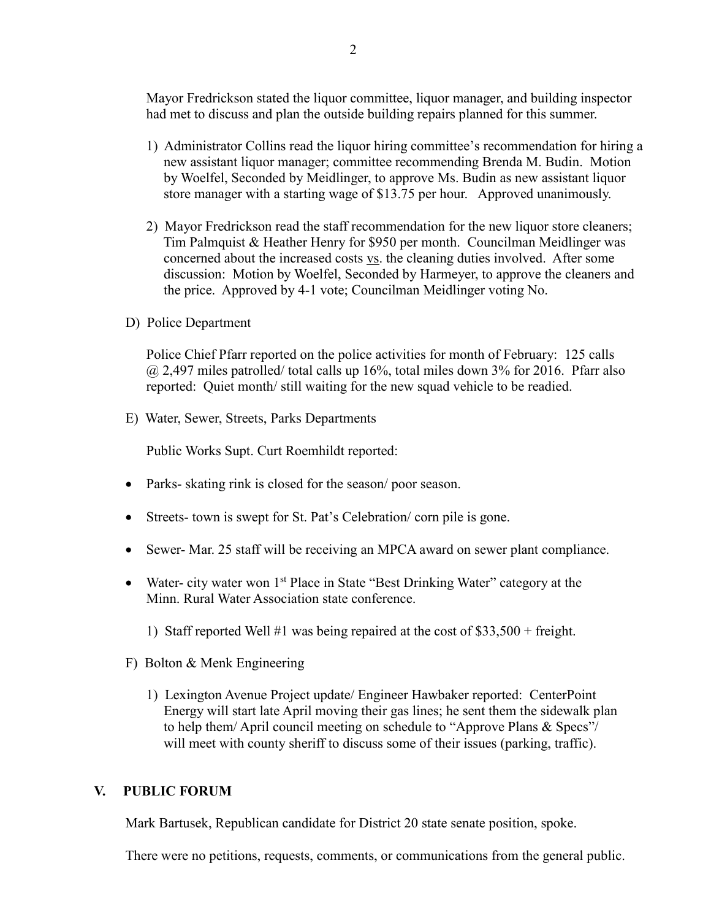Mayor Fredrickson stated the liquor committee, liquor manager, and building inspector had met to discuss and plan the outside building repairs planned for this summer.

1) Administrator Collins read the liquor hiring committee's recommendation for hiring a new assistant liquor manager; committee recommending Brenda M. Budin. Motion by Woelfel, Seconded by Meidlinger, to approve Ms. Budin as new assistant liquor store manager with a starting wage of $13.75 per hour. Approved unanimously.

2) Mayor Fredrickson read the staff recommendation for the new liquor store cleaners; Tim Palmquist & Heather Henry for $950 per month. Councilman Meidlinger was concerned about the increased costs vs. the cleaning duties involved. After some discussion: Motion by Woelfel, Seconded by Harmeyer, to approve the cleaners and the price. Approved by 4-1 vote; Councilman Meidlinger voting No.

D) Police Department

Police Chief Pfarr reported on the police activities for month of February: 125 calls @ 2,497 miles patrolled/ total calls up 16%, total miles down 3% for 2016. Pfarr also reported: Quiet month/ still waiting for the new squad vehicle to be readied.

E) Water, Sewer, Streets, Parks Departments

Public Works Supt. Curt Roemhildt reported:

- Parks- skating rink is closed for the season/ poor season.
- Streets- town is swept for St. Pat's Celebration/ corn pile is gone.
- Sewer- Mar. 25 staff will be receiving an MPCA award on sewer plant compliance.
- Water- city water won 1st Place in State "Best Drinking Water" category at the Minn. Rural Water Association state conference.

1) Staff reported Well #1 was being repaired at the cost of $33,500 + freight.

F) Bolton & Menk Engineering

1) Lexington Avenue Project update/ Engineer Hawbaker reported: CenterPoint Energy will start late April moving their gas lines; he sent them the sidewalk plan to help them/ April council meeting on schedule to "Approve Plans & Specs"/ will meet with county sheriff to discuss some of their issues (parking, traffic).

## V. PUBLIC FORUM

Mark Bartusek, Republican candidate for District 20 state senate position, spoke.

There were no petitions, requests, comments, or communications from the general public.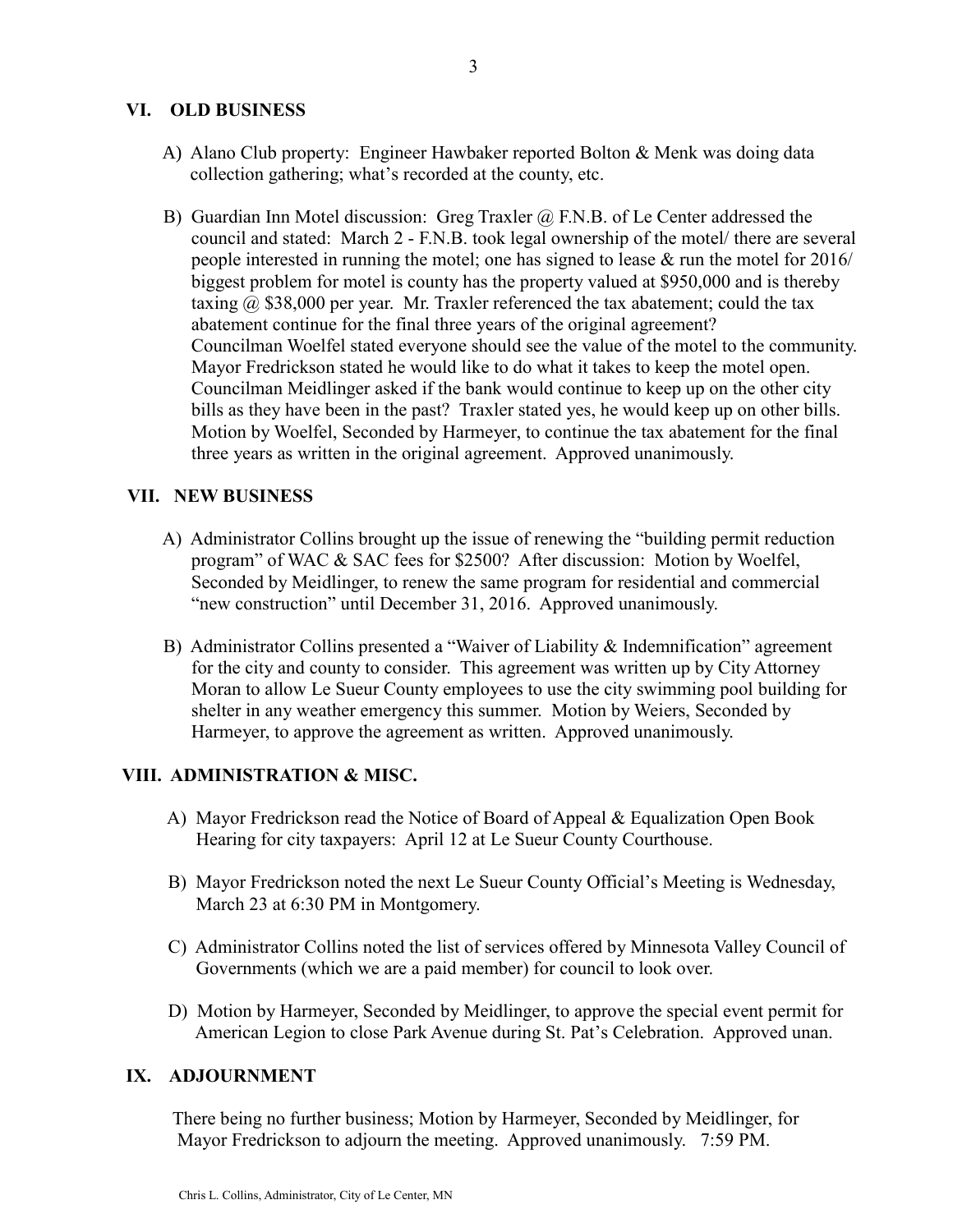## VI. OLD BUSINESS

A) Alano Club property: Engineer Hawbaker reported Bolton & Menk was doing data collection gathering; what's recorded at the county, etc.

B) Guardian Inn Motel discussion: Greg Traxler @ F.N.B. of Le Center addressed the council and stated: March 2 - F.N.B. took legal ownership of the motel/ there are several people interested in running the motel; one has signed to lease & run the motel for 2016/ biggest problem for motel is county has the property valued at $950,000 and is thereby taxing @ $38,000 per year. Mr. Traxler referenced the tax abatement; could the tax abatement continue for the final three years of the original agreement? Councilman Woelfel stated everyone should see the value of the motel to the community. Mayor Fredrickson stated he would like to do what it takes to keep the motel open. Councilman Meidlinger asked if the bank would continue to keep up on the other city bills as they have been in the past? Traxler stated yes, he would keep up on other bills. Motion by Woelfel, Seconded by Harmeyer, to continue the tax abatement for the final three years as written in the original agreement. Approved unanimously.

## VII. NEW BUSINESS

A) Administrator Collins brought up the issue of renewing the "building permit reduction program" of WAC & SAC fees for $2500? After discussion: Motion by Woelfel, Seconded by Meidlinger, to renew the same program for residential and commercial "new construction" until December 31, 2016. Approved unanimously.

B) Administrator Collins presented a "Waiver of Liability & Indemnification" agreement for the city and county to consider. This agreement was written up by City Attorney Moran to allow Le Sueur County employees to use the city swimming pool building for shelter in any weather emergency this summer. Motion by Weiers, Seconded by Harmeyer, to approve the agreement as written. Approved unanimously.

## VIII. ADMINISTRATION & MISC.

A) Mayor Fredrickson read the Notice of Board of Appeal & Equalization Open Book Hearing for city taxpayers: April 12 at Le Sueur County Courthouse.

B) Mayor Fredrickson noted the next Le Sueur County Official's Meeting is Wednesday, March 23 at 6:30 PM in Montgomery.

C) Administrator Collins noted the list of services offered by Minnesota Valley Council of Governments (which we are a paid member) for council to look over.

D) Motion by Harmeyer, Seconded by Meidlinger, to approve the special event permit for American Legion to close Park Avenue during St. Pat's Celebration. Approved unan.

## IX. ADJOURNMENT

There being no further business; Motion by Harmeyer, Seconded by Meidlinger, for Mayor Fredrickson to adjourn the meeting. Approved unanimously. 7:59 PM.

Chris L. Collins, Administrator, City of Le Center, MN